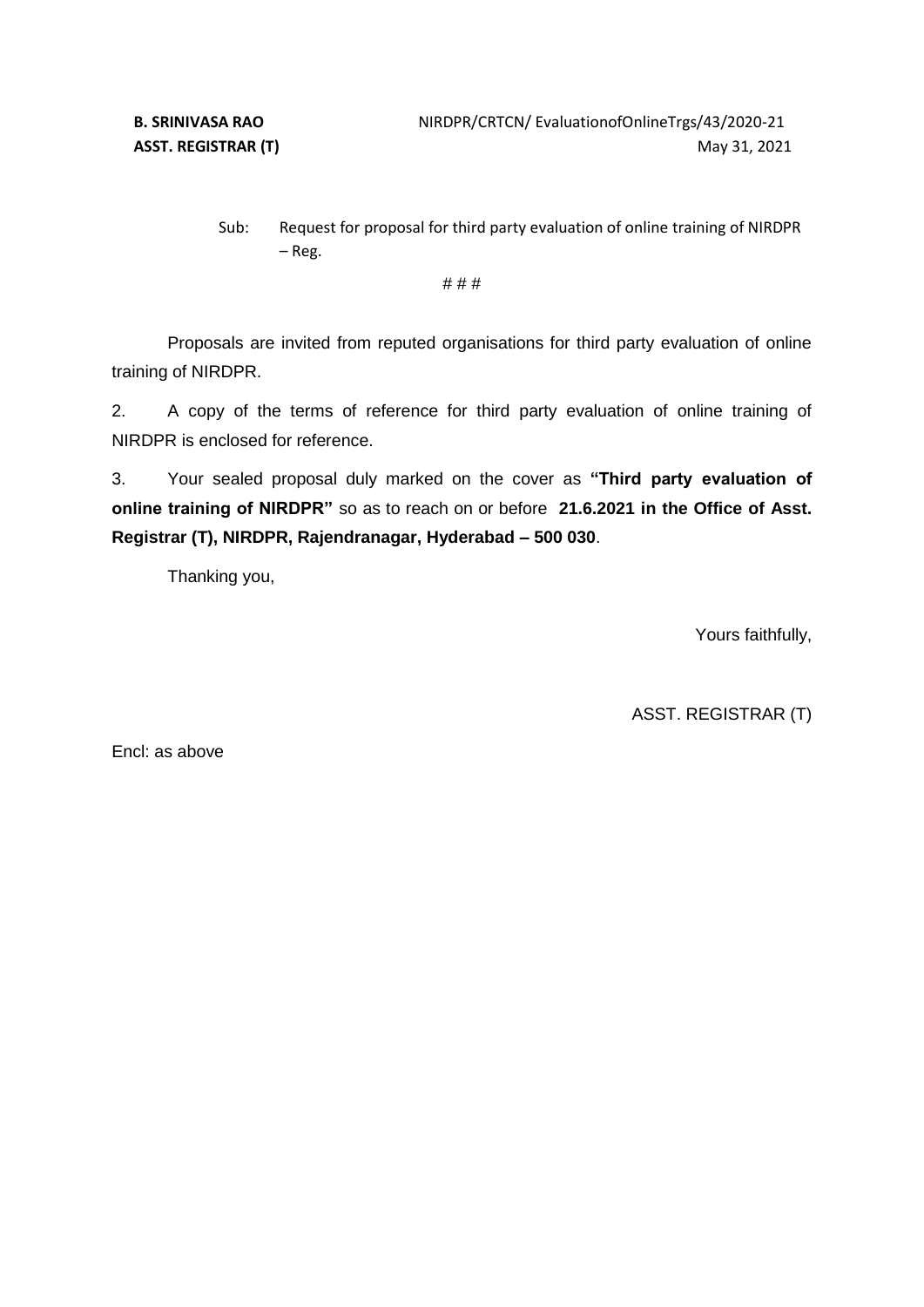**B. SRINIVASA RAO**
**ASST. REGISTRAR (T)**

NIRDPR/CRTCN/ EvaluationofOnlineTrgs/43/2020-21
May 31, 2021

Sub: Request for proposal for third party evaluation of online training of NIRDPR – Reg.

# # #

Proposals are invited from reputed organisations for third party evaluation of online training of NIRDPR.

2. A copy of the terms of reference for third party evaluation of online training of NIRDPR is enclosed for reference.

3. Your sealed proposal duly marked on the cover as **"Third party evaluation of online training of NIRDPR"** so as to reach on or before **21.6.2021 in the Office of Asst. Registrar (T), NIRDPR, Rajendranagar, Hyderabad – 500 030**.

Thanking you,

Yours faithfully,

ASST. REGISTRAR (T)

Encl: as above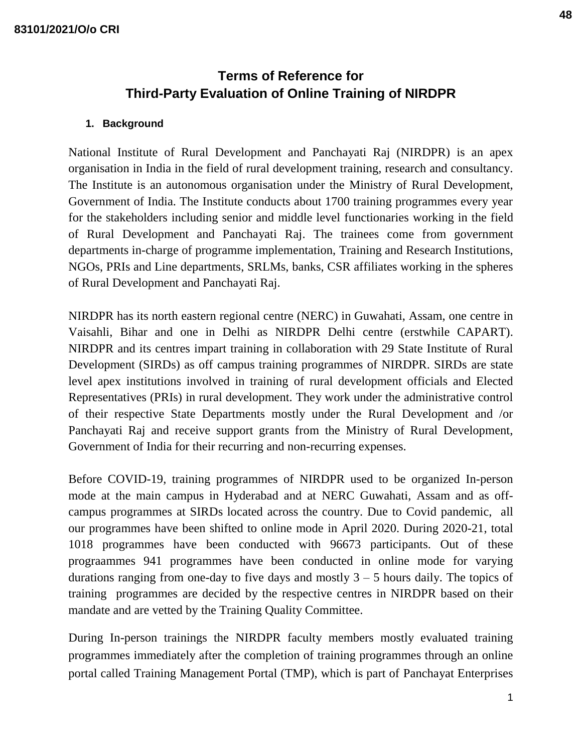# Terms of Reference for Third-Party Evaluation of Online Training of NIRDPR

## 1. Background

National Institute of Rural Development and Panchayati Raj (NIRDPR) is an apex organisation in India in the field of rural development training, research and consultancy. The Institute is an autonomous organisation under the Ministry of Rural Development, Government of India. The Institute conducts about 1700 training programmes every year for the stakeholders including senior and middle level functionaries working in the field of Rural Development and Panchayati Raj. The trainees come from government departments in-charge of programme implementation, Training and Research Institutions, NGOs, PRIs and Line departments, SRLMs, banks, CSR affiliates working in the spheres of Rural Development and Panchayati Raj.

NIRDPR has its north eastern regional centre (NERC) in Guwahati, Assam, one centre in Vaisahli, Bihar and one in Delhi as NIRDPR Delhi centre (erstwhile CAPART). NIRDPR and its centres impart training in collaboration with 29 State Institute of Rural Development (SIRDs) as off campus training programmes of NIRDPR. SIRDs are state level apex institutions involved in training of rural development officials and Elected Representatives (PRIs) in rural development. They work under the administrative control of their respective State Departments mostly under the Rural Development and /or Panchayati Raj and receive support grants from the Ministry of Rural Development, Government of India for their recurring and non-recurring expenses.

Before COVID-19, training programmes of NIRDPR used to be organized In-person mode at the main campus in Hyderabad and at NERC Guwahati, Assam and as off-campus programmes at SIRDs located across the country. Due to Covid pandemic, all our programmes have been shifted to online mode in April 2020. During 2020-21, total 1018 programmes have been conducted with 96673 participants. Out of these prograammes 941 programmes have been conducted in online mode for varying durations ranging from one-day to five days and mostly 3 – 5 hours daily. The topics of training programmes are decided by the respective centres in NIRDPR based on their mandate and are vetted by the Training Quality Committee.

During In-person trainings the NIRDPR faculty members mostly evaluated training programmes immediately after the completion of training programmes through an online portal called Training Management Portal (TMP), which is part of Panchayat Enterprises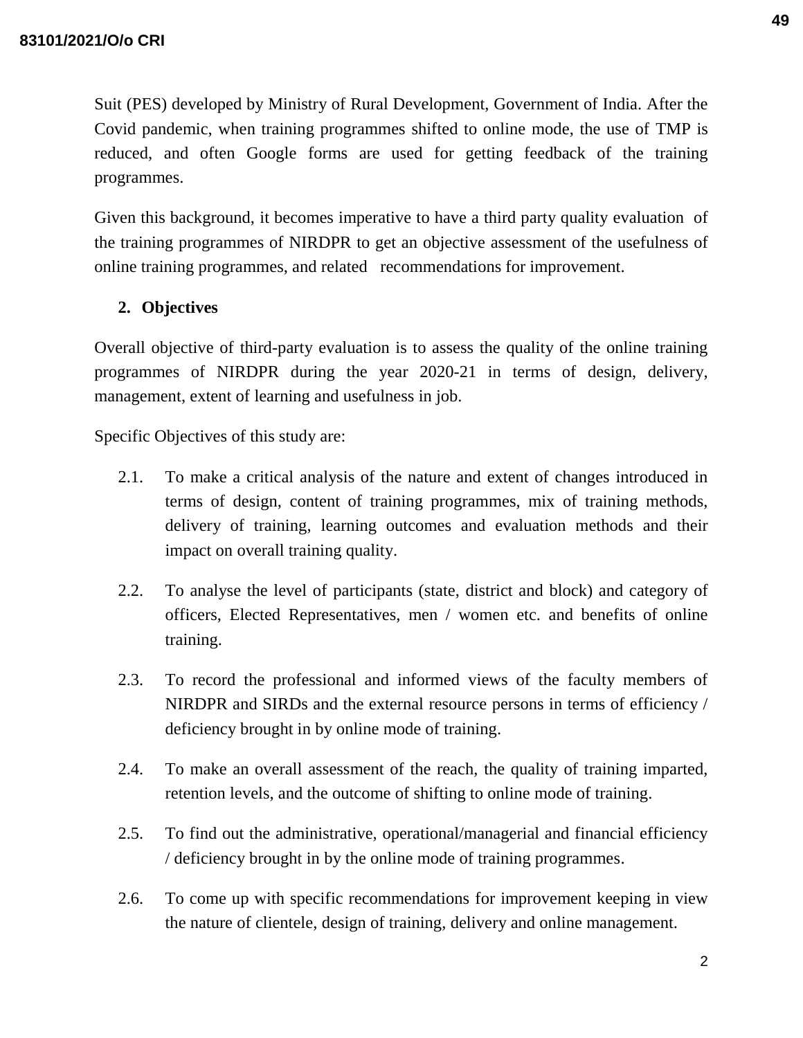Suit (PES) developed by Ministry of Rural Development, Government of India. After the Covid pandemic, when training programmes shifted to online mode, the use of TMP is reduced, and often Google forms are used for getting feedback of the training programmes.

Given this background, it becomes imperative to have a third party quality evaluation of the training programmes of NIRDPR to get an objective assessment of the usefulness of online training programmes, and related recommendations for improvement.

## 2. Objectives

Overall objective of third-party evaluation is to assess the quality of the online training programmes of NIRDPR during the year 2020-21 in terms of design, delivery, management, extent of learning and usefulness in job.

Specific Objectives of this study are:

2.1. To make a critical analysis of the nature and extent of changes introduced in terms of design, content of training programmes, mix of training methods, delivery of training, learning outcomes and evaluation methods and their impact on overall training quality.

2.2. To analyse the level of participants (state, district and block) and category of officers, Elected Representatives, men / women etc. and benefits of online training.

2.3. To record the professional and informed views of the faculty members of NIRDPR and SIRDs and the external resource persons in terms of efficiency / deficiency brought in by online mode of training.

2.4. To make an overall assessment of the reach, the quality of training imparted, retention levels, and the outcome of shifting to online mode of training.

2.5. To find out the administrative, operational/managerial and financial efficiency / deficiency brought in by the online mode of training programmes.

2.6. To come up with specific recommendations for improvement keeping in view the nature of clientele, design of training, delivery and online management.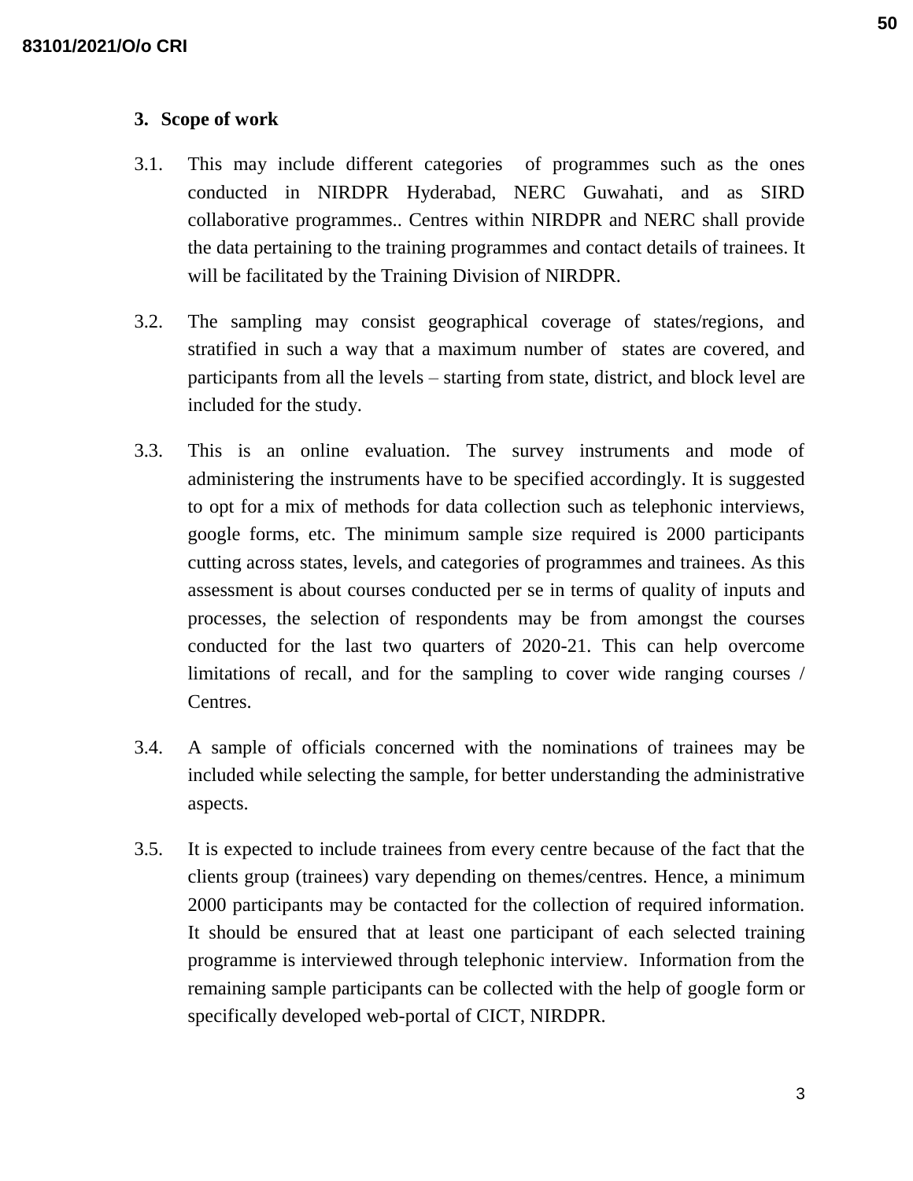## 3. Scope of work

3.1. This may include different categories of programmes such as the ones conducted in NIRDPR Hyderabad, NERC Guwahati, and as SIRD collaborative programmes.. Centres within NIRDPR and NERC shall provide the data pertaining to the training programmes and contact details of trainees. It will be facilitated by the Training Division of NIRDPR.

3.2. The sampling may consist geographical coverage of states/regions, and stratified in such a way that a maximum number of states are covered, and participants from all the levels – starting from state, district, and block level are included for the study.

3.3. This is an online evaluation. The survey instruments and mode of administering the instruments have to be specified accordingly. It is suggested to opt for a mix of methods for data collection such as telephonic interviews, google forms, etc. The minimum sample size required is 2000 participants cutting across states, levels, and categories of programmes and trainees. As this assessment is about courses conducted per se in terms of quality of inputs and processes, the selection of respondents may be from amongst the courses conducted for the last two quarters of 2020-21. This can help overcome limitations of recall, and for the sampling to cover wide ranging courses / Centres.

3.4. A sample of officials concerned with the nominations of trainees may be included while selecting the sample, for better understanding the administrative aspects.

3.5. It is expected to include trainees from every centre because of the fact that the clients group (trainees) vary depending on themes/centres. Hence, a minimum 2000 participants may be contacted for the collection of required information. It should be ensured that at least one participant of each selected training programme is interviewed through telephonic interview. Information from the remaining sample participants can be collected with the help of google form or specifically developed web-portal of CICT, NIRDPR.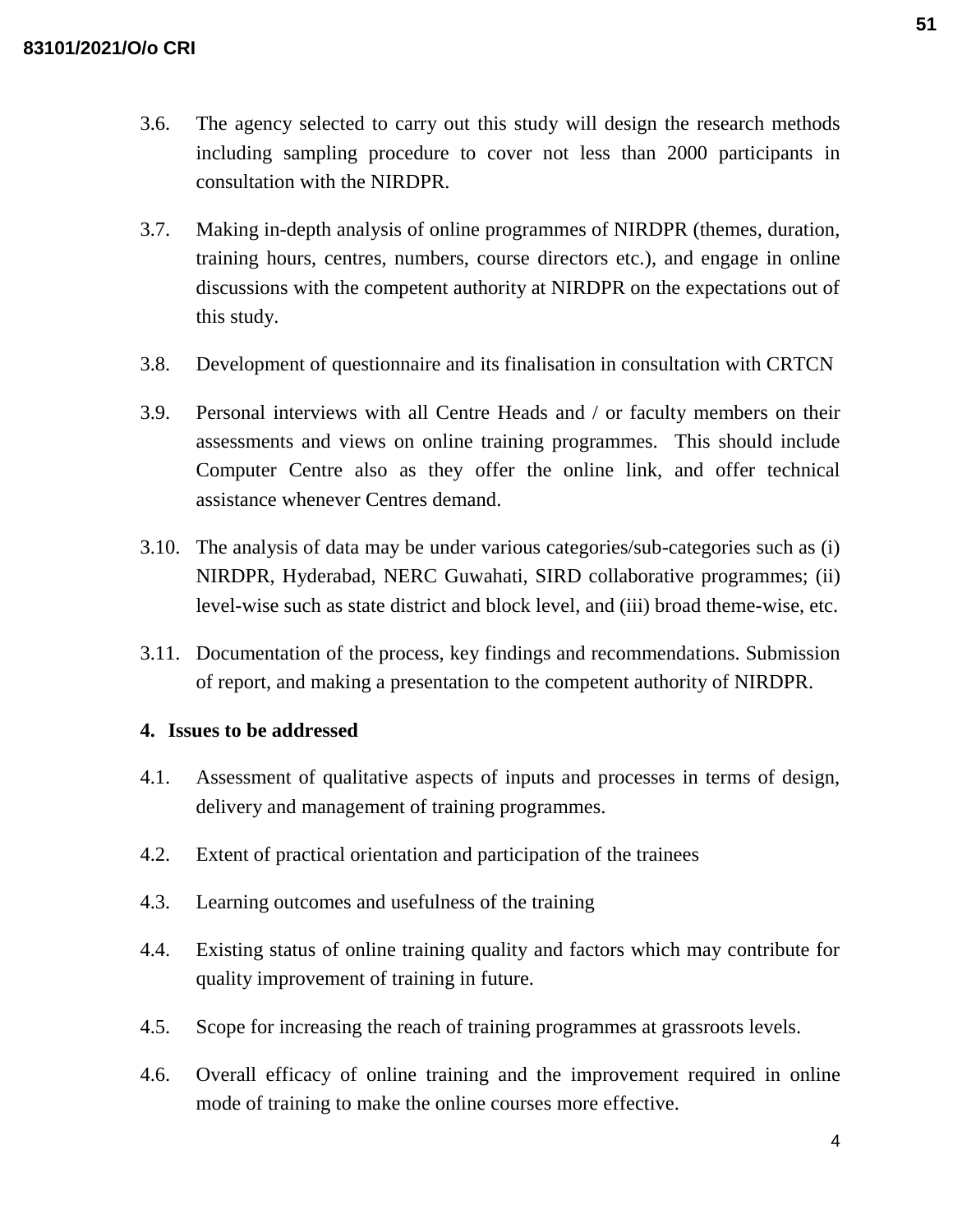3.6. The agency selected to carry out this study will design the research methods including sampling procedure to cover not less than 2000 participants in consultation with the NIRDPR.

3.7. Making in-depth analysis of online programmes of NIRDPR (themes, duration, training hours, centres, numbers, course directors etc.), and engage in online discussions with the competent authority at NIRDPR on the expectations out of this study.

3.8. Development of questionnaire and its finalisation in consultation with CRTCN

3.9. Personal interviews with all Centre Heads and / or faculty members on their assessments and views on online training programmes. This should include Computer Centre also as they offer the online link, and offer technical assistance whenever Centres demand.

3.10. The analysis of data may be under various categories/sub-categories such as (i) NIRDPR, Hyderabad, NERC Guwahati, SIRD collaborative programmes; (ii) level-wise such as state district and block level, and (iii) broad theme-wise, etc.

3.11. Documentation of the process, key findings and recommendations. Submission of report, and making a presentation to the competent authority of NIRDPR.

**4. Issues to be addressed**

4.1. Assessment of qualitative aspects of inputs and processes in terms of design, delivery and management of training programmes.

4.2. Extent of practical orientation and participation of the trainees

4.3. Learning outcomes and usefulness of the training

4.4. Existing status of online training quality and factors which may contribute for quality improvement of training in future.

4.5. Scope for increasing the reach of training programmes at grassroots levels.

4.6. Overall efficacy of online training and the improvement required in online mode of training to make the online courses more effective.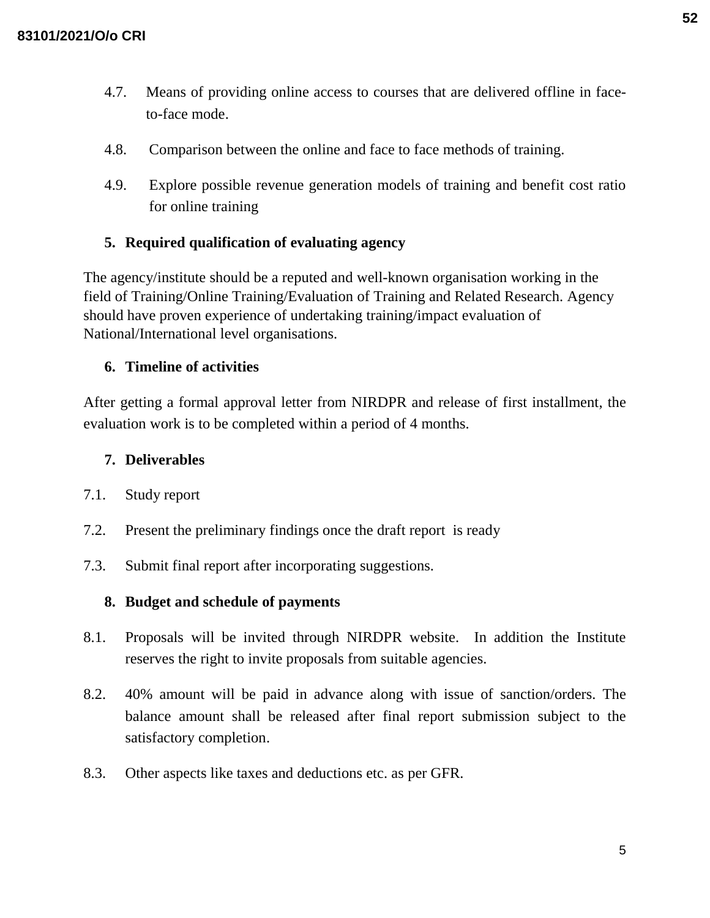4.7. Means of providing online access to courses that are delivered offline in face-to-face mode.

4.8. Comparison between the online and face to face methods of training.

4.9. Explore possible revenue generation models of training and benefit cost ratio for online training

**5. Required qualification of evaluating agency**

The agency/institute should be a reputed and well-known organisation working in the field of Training/Online Training/Evaluation of Training and Related Research. Agency should have proven experience of undertaking training/impact evaluation of National/International level organisations.

**6. Timeline of activities**

After getting a formal approval letter from NIRDPR and release of first installment, the evaluation work is to be completed within a period of 4 months.

**7. Deliverables**

7.1. Study report

7.2. Present the preliminary findings once the draft report is ready

7.3. Submit final report after incorporating suggestions.

**8. Budget and schedule of payments**

8.1. Proposals will be invited through NIRDPR website. In addition the Institute reserves the right to invite proposals from suitable agencies.

8.2. 40% amount will be paid in advance along with issue of sanction/orders. The balance amount shall be released after final report submission subject to the satisfactory completion.

8.3. Other aspects like taxes and deductions etc. as per GFR.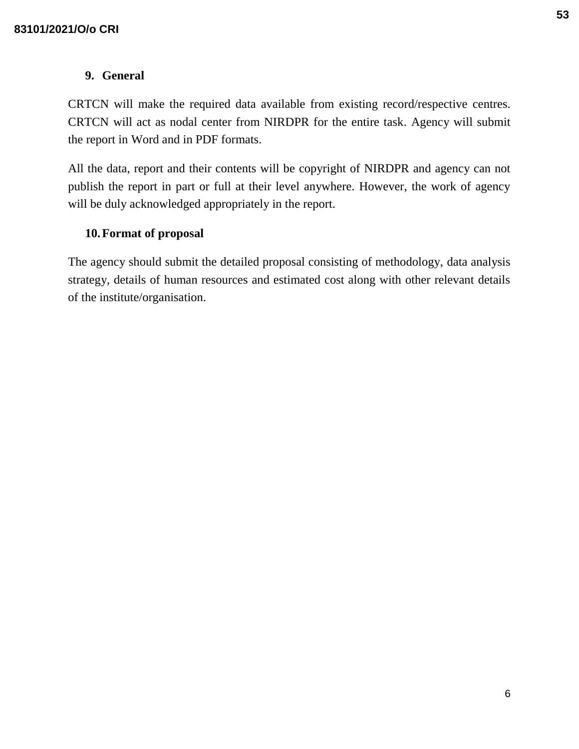## 9. General

CRTCN will make the required data available from existing record/respective centres. CRTCN will act as nodal center from NIRDPR for the entire task. Agency will submit the report in Word and in PDF formats.

All the data, report and their contents will be copyright of NIRDPR and agency can not publish the report in part or full at their level anywhere. However, the work of agency will be duly acknowledged appropriately in the report.

## 10. Format of proposal

The agency should submit the detailed proposal consisting of methodology, data analysis strategy, details of human resources and estimated cost along with other relevant details of the institute/organisation.